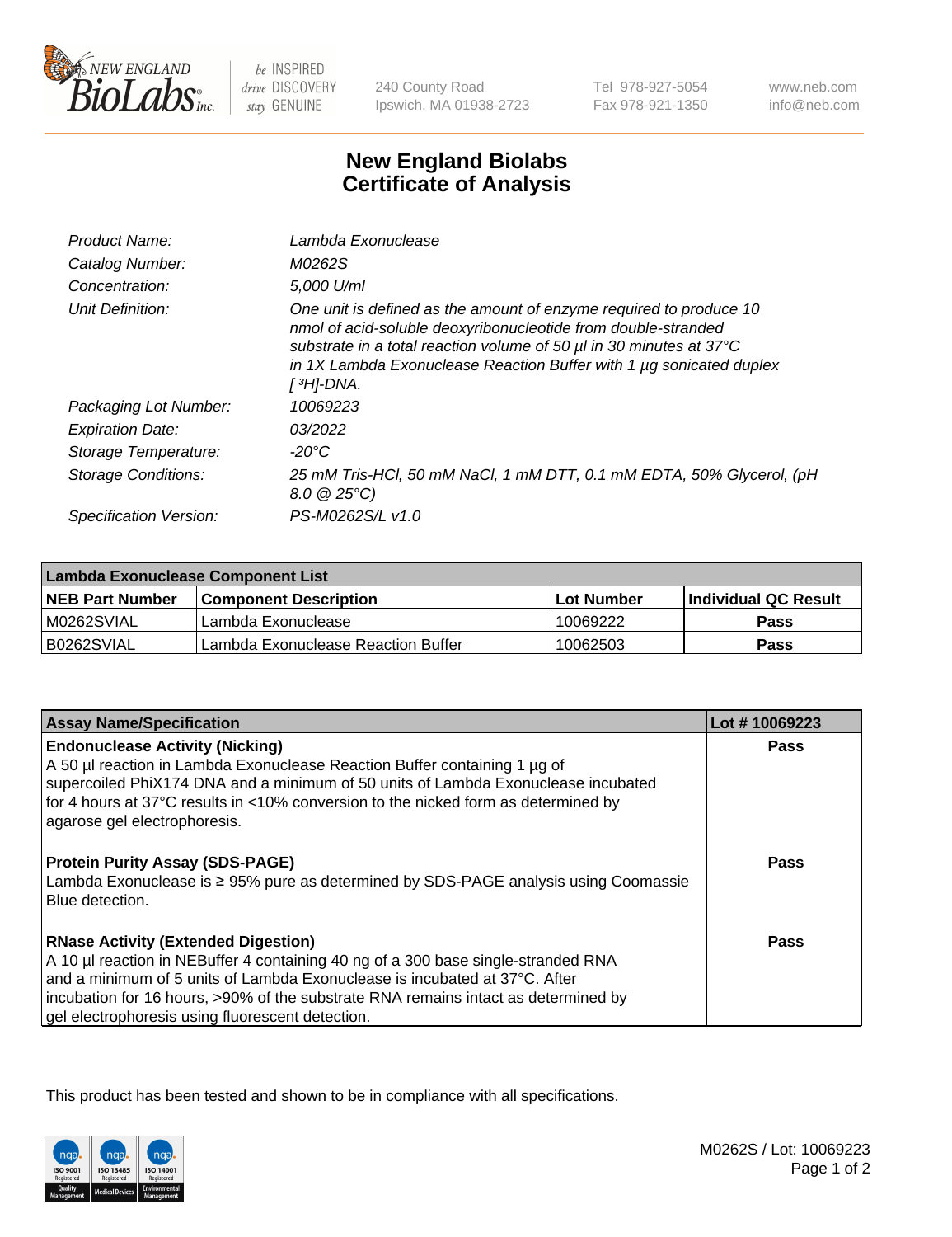NEW ENGLAND BioLabs Inc. — be INSPIRED drive DISCOVERY stay GENUINE

240 County Road
Ipswich, MA 01938-2723

Tel 978-927-5054
Fax 978-921-1350

www.neb.com
info@neb.com

# New England Biolabs Certificate of Analysis

| | |
|---|---|
| *Product Name:* | *Lambda Exonuclease* |
| *Catalog Number:* | *M0262S* |
| *Concentration:* | *5,000 U/ml* |
| *Unit Definition:* | *One unit is defined as the amount of enzyme required to produce 10 nmol of acid-soluble deoxyribonucleotide from double-stranded substrate in a total reaction volume of 50 µl in 30 minutes at 37°C in 1X Lambda Exonuclease Reaction Buffer with 1 µg sonicated duplex [ $^{3}H$]-DNA.* |
| *Packaging Lot Number:* | *10069223* |
| *Expiration Date:* | *03/2022* |
| *Storage Temperature:* | *-20°C* |
| *Storage Conditions:* | *25 mM Tris-HCl, 50 mM NaCl, 1 mM DTT, 0.1 mM EDTA, 50% Glycerol, (pH 8.0 @ 25°C)* |
| *Specification Version:* | *PS-M0262S/L v1.0* |

| Lambda Exonuclease Component List | | | |
|---|---|---|---|
| **NEB Part Number** | **Component Description** | **Lot Number** | **Individual QC Result** |
| M0262SVIAL | Lambda Exonuclease | 10069222 | **Pass** |
| B0262SVIAL | Lambda Exonuclease Reaction Buffer | 10062503 | **Pass** |

| Assay Name/Specification | Lot # 10069223 |
|---|---|
| **Endonuclease Activity (Nicking)**<br>A 50 µl reaction in Lambda Exonuclease Reaction Buffer containing 1 µg of supercoiled PhiX174 DNA and a minimum of 50 units of Lambda Exonuclease incubated for 4 hours at 37°C results in <10% conversion to the nicked form as determined by agarose gel electrophoresis. | **Pass** |
| **Protein Purity Assay (SDS-PAGE)**<br>Lambda Exonuclease is ≥ 95% pure as determined by SDS-PAGE analysis using Coomassie Blue detection. | **Pass** |
| **RNase Activity (Extended Digestion)**<br>A 10 µl reaction in NEBuffer 4 containing 40 ng of a 300 base single-stranded RNA and a minimum of 5 units of Lambda Exonuclease is incubated at 37°C. After incubation for 16 hours, >90% of the substrate RNA remains intact as determined by gel electrophoresis using fluorescent detection. | **Pass** |

This product has been tested and shown to be in compliance with all specifications.

M0262S / Lot: 10069223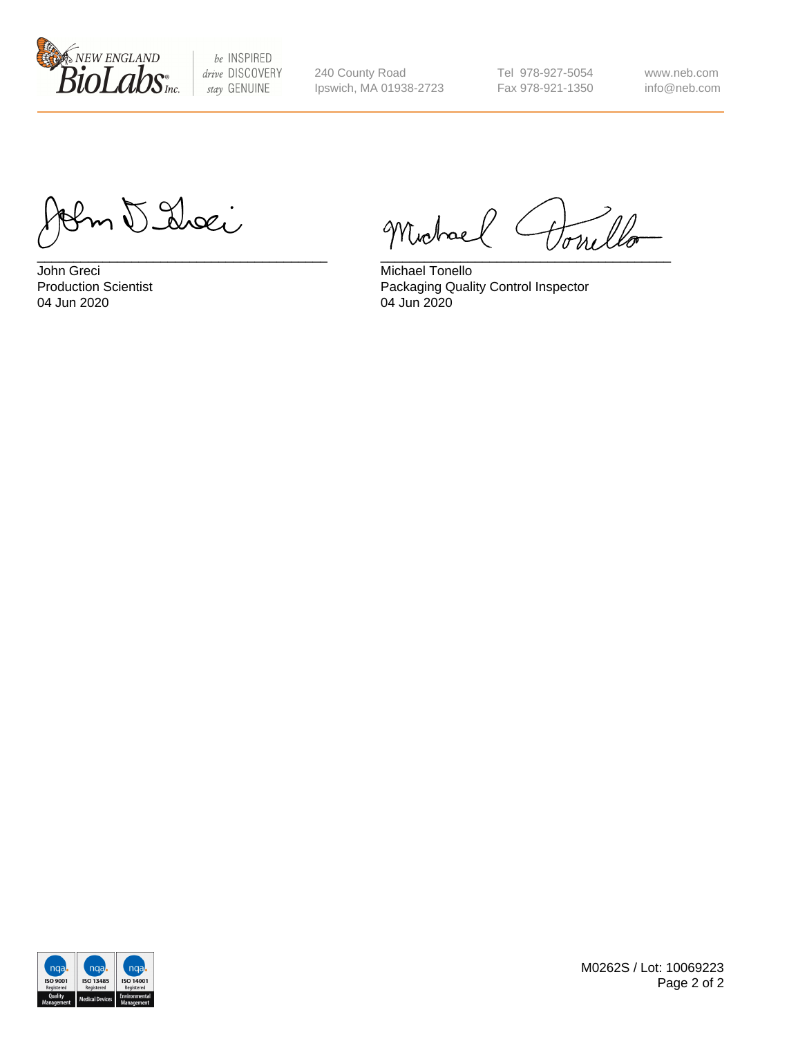John Greci
Production Scientist
04 Jun 2020

Michael Tonello
Packaging Quality Control Inspector
04 Jun 2020